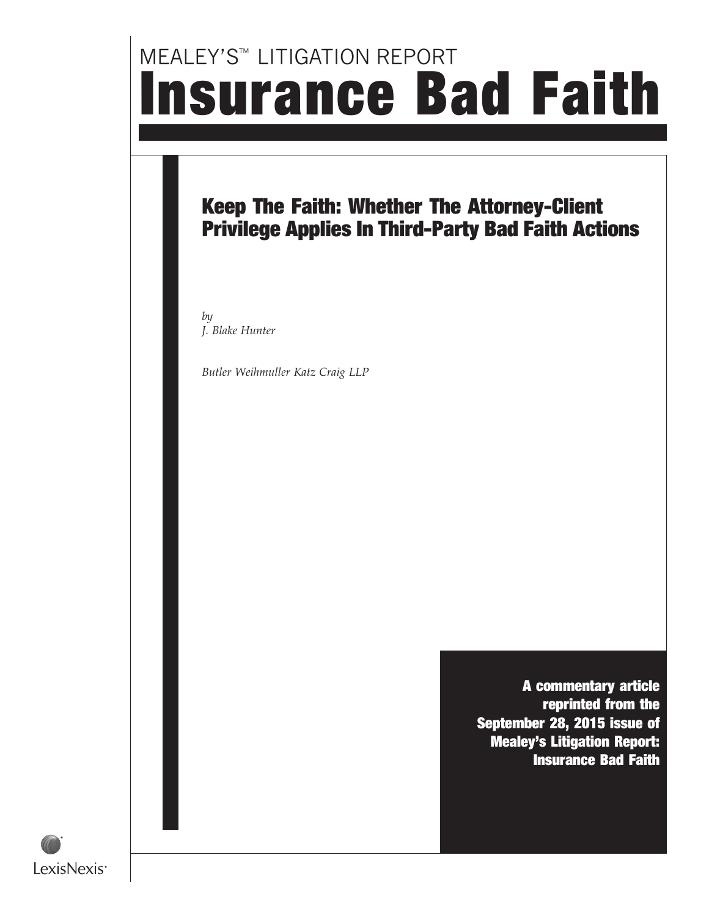MEALEY'S™ LITIGATION REPORT

# Insurance Bad Faith

## Keep The Faith: Whether The Attorney-Client Privilege Applies In Third-Party Bad Faith Actions

*by*
*J. Blake Hunter*

*Butler Weihmuller Katz Craig LLP*

**A commentary article reprinted from the September 28, 2015 issue of Mealey's Litigation Report: Insurance Bad Faith**

LexisNexis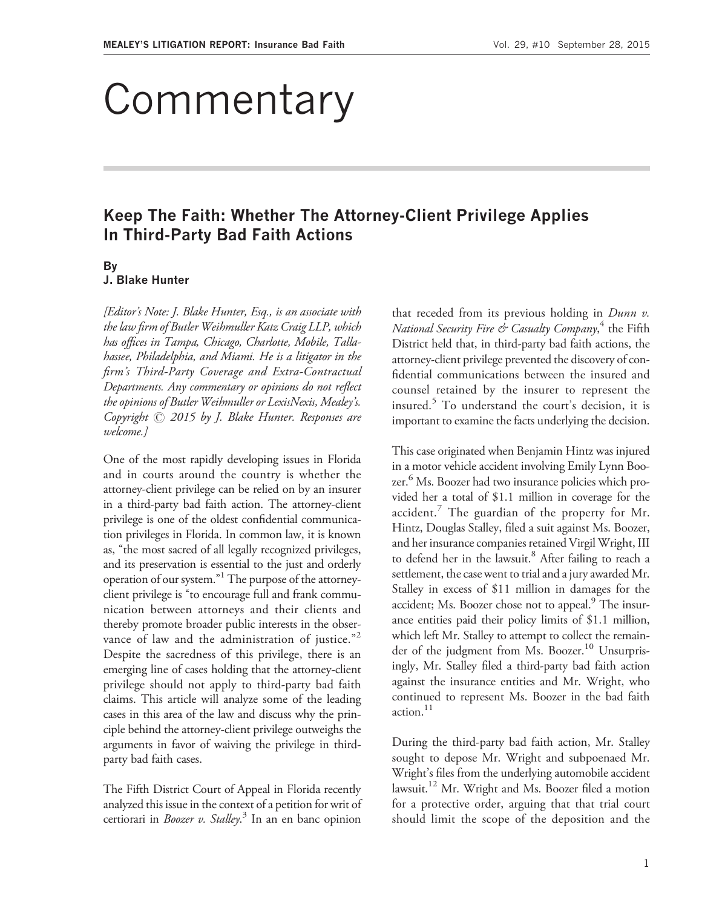# Commentary

## Keep The Faith: Whether The Attorney-Client Privilege Applies In Third-Party Bad Faith Actions

**By**
**J. Blake Hunter**

*[Editor's Note: J. Blake Hunter, Esq., is an associate with the law firm of Butler Weihmuller Katz Craig LLP, which has offices in Tampa, Chicago, Charlotte, Mobile, Tallahassee, Philadelphia, and Miami. He is a litigator in the firm's Third-Party Coverage and Extra-Contractual Departments. Any commentary or opinions do not reflect the opinions of Butler Weihmuller or LexisNexis, Mealey's. Copyright © 2015 by J. Blake Hunter. Responses are welcome.]*

One of the most rapidly developing issues in Florida and in courts around the country is whether the attorney-client privilege can be relied on by an insurer in a third-party bad faith action. The attorney-client privilege is one of the oldest confidential communication privileges in Florida. In common law, it is known as, "the most sacred of all legally recognized privileges, and its preservation is essential to the just and orderly operation of our system."[1] The purpose of the attorney-client privilege is "to encourage full and frank communication between attorneys and their clients and thereby promote broader public interests in the observance of law and the administration of justice."[2] Despite the sacredness of this privilege, there is an emerging line of cases holding that the attorney-client privilege should not apply to third-party bad faith claims. This article will analyze some of the leading cases in this area of the law and discuss why the principle behind the attorney-client privilege outweighs the arguments in favor of waiving the privilege in third-party bad faith cases.

The Fifth District Court of Appeal in Florida recently analyzed this issue in the context of a petition for writ of certiorari in *Boozer v. Stalley*.[3] In an en banc opinion that receded from its previous holding in *Dunn v. National Security Fire & Casualty Company*,[4] the Fifth District held that, in third-party bad faith actions, the attorney-client privilege prevented the discovery of confidential communications between the insured and counsel retained by the insurer to represent the insured.[5] To understand the court's decision, it is important to examine the facts underlying the decision.

This case originated when Benjamin Hintz was injured in a motor vehicle accident involving Emily Lynn Boozer.[6] Ms. Boozer had two insurance policies which provided her a total of $1.1 million in coverage for the accident.[7] The guardian of the property for Mr. Hintz, Douglas Stalley, filed a suit against Ms. Boozer, and her insurance companies retained Virgil Wright, III to defend her in the lawsuit.[8] After failing to reach a settlement, the case went to trial and a jury awarded Mr. Stalley in excess of $11 million in damages for the accident; Ms. Boozer chose not to appeal.[9] The insurance entities paid their policy limits of $1.1 million, which left Mr. Stalley to attempt to collect the remainder of the judgment from Ms. Boozer.[10] Unsurprisingly, Mr. Stalley filed a third-party bad faith action against the insurance entities and Mr. Wright, who continued to represent Ms. Boozer in the bad faith action.[11]

During the third-party bad faith action, Mr. Stalley sought to depose Mr. Wright and subpoenaed Mr. Wright's files from the underlying automobile accident lawsuit.[12] Mr. Wright and Ms. Boozer filed a motion for a protective order, arguing that that trial court should limit the scope of the deposition and the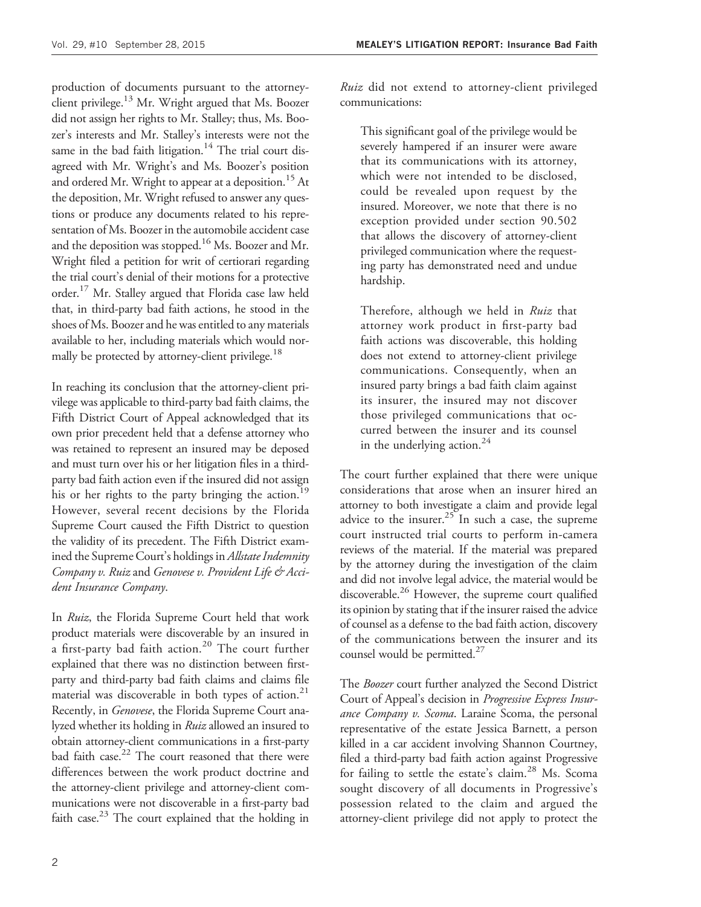production of documents pursuant to the attorney-client privilege.[13] Mr. Wright argued that Ms. Boozer did not assign her rights to Mr. Stalley; thus, Ms. Boozer's interests and Mr. Stalley's interests were not the same in the bad faith litigation.[14] The trial court disagreed with Mr. Wright's and Ms. Boozer's position and ordered Mr. Wright to appear at a deposition.[15] At the deposition, Mr. Wright refused to answer any questions or produce any documents related to his representation of Ms. Boozer in the automobile accident case and the deposition was stopped.[16] Ms. Boozer and Mr. Wright filed a petition for writ of certiorari regarding the trial court's denial of their motions for a protective order.[17] Mr. Stalley argued that Florida case law held that, in third-party bad faith actions, he stood in the shoes of Ms. Boozer and he was entitled to any materials available to her, including materials which would normally be protected by attorney-client privilege.[18]

In reaching its conclusion that the attorney-client privilege was applicable to third-party bad faith claims, the Fifth District Court of Appeal acknowledged that its own prior precedent held that a defense attorney who was retained to represent an insured may be deposed and must turn over his or her litigation files in a third-party bad faith action even if the insured did not assign his or her rights to the party bringing the action.[19] However, several recent decisions by the Florida Supreme Court caused the Fifth District to question the validity of its precedent. The Fifth District examined the Supreme Court's holdings in *Allstate Indemnity Company v. Ruiz* and *Genovese v. Provident Life & Accident Insurance Company*.

In *Ruiz*, the Florida Supreme Court held that work product materials were discoverable by an insured in a first-party bad faith action.[20] The court further explained that there was no distinction between first-party and third-party bad faith claims and claims file material was discoverable in both types of action.[21] Recently, in *Genovese*, the Florida Supreme Court analyzed whether its holding in *Ruiz* allowed an insured to obtain attorney-client communications in a first-party bad faith case.[22] The court reasoned that there were differences between the work product doctrine and the attorney-client privilege and attorney-client communications were not discoverable in a first-party bad faith case.[23] The court explained that the holding in *Ruiz* did not extend to attorney-client privileged communications:

> This significant goal of the privilege would be severely hampered if an insurer were aware that its communications with its attorney, which were not intended to be disclosed, could be revealed upon request by the insured. Moreover, we note that there is no exception provided under section 90.502 that allows the discovery of attorney-client privileged communication where the requesting party has demonstrated need and undue hardship.
>
> Therefore, although we held in *Ruiz* that attorney work product in first-party bad faith actions was discoverable, this holding does not extend to attorney-client privilege communications. Consequently, when an insured party brings a bad faith claim against its insurer, the insured may not discover those privileged communications that occurred between the insurer and its counsel in the underlying action.[24]

The court further explained that there were unique considerations that arose when an insurer hired an attorney to both investigate a claim and provide legal advice to the insurer.[25] In such a case, the supreme court instructed trial courts to perform in-camera reviews of the material. If the material was prepared by the attorney during the investigation of the claim and did not involve legal advice, the material would be discoverable.[26] However, the supreme court qualified its opinion by stating that if the insurer raised the advice of counsel as a defense to the bad faith action, discovery of the communications between the insurer and its counsel would be permitted.[27]

The *Boozer* court further analyzed the Second District Court of Appeal's decision in *Progressive Express Insurance Company v. Scoma*. Laraine Scoma, the personal representative of the estate Jessica Barnett, a person killed in a car accident involving Shannon Courtney, filed a third-party bad faith action against Progressive for failing to settle the estate's claim.[28] Ms. Scoma sought discovery of all documents in Progressive's possession related to the claim and argued the attorney-client privilege did not apply to protect the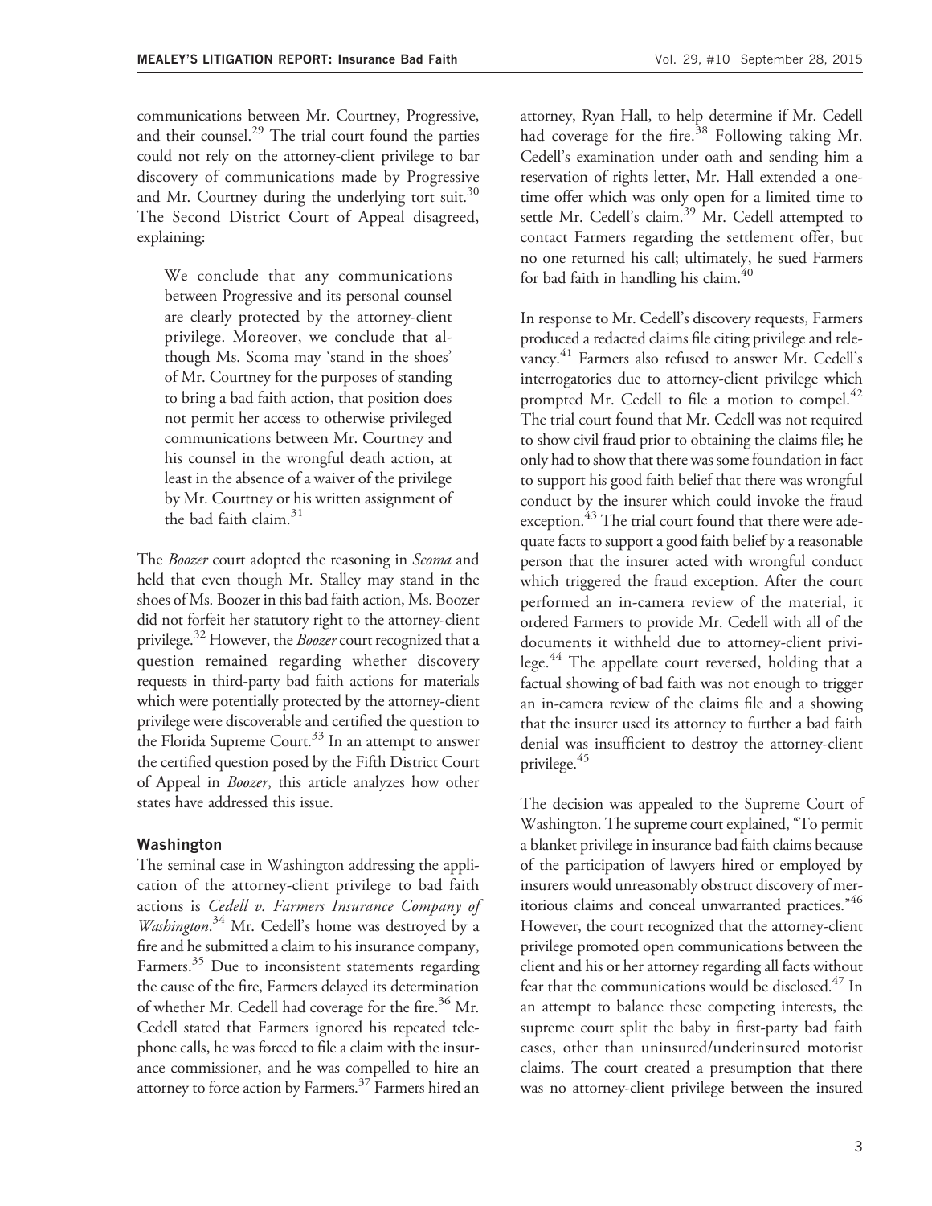communications between Mr. Courtney, Progressive, and their counsel.[29] The trial court found the parties could not rely on the attorney-client privilege to bar discovery of communications made by Progressive and Mr. Courtney during the underlying tort suit.[30] The Second District Court of Appeal disagreed, explaining:

> We conclude that any communications between Progressive and its personal counsel are clearly protected by the attorney-client privilege. Moreover, we conclude that although Ms. Scoma may 'stand in the shoes' of Mr. Courtney for the purposes of standing to bring a bad faith action, that position does not permit her access to otherwise privileged communications between Mr. Courtney and his counsel in the wrongful death action, at least in the absence of a waiver of the privilege by Mr. Courtney or his written assignment of the bad faith claim.[31]

The *Boozer* court adopted the reasoning in *Scoma* and held that even though Mr. Stalley may stand in the shoes of Ms. Boozer in this bad faith action, Ms. Boozer did not forfeit her statutory right to the attorney-client privilege.[32] However, the *Boozer* court recognized that a question remained regarding whether discovery requests in third-party bad faith actions for materials which were potentially protected by the attorney-client privilege were discoverable and certified the question to the Florida Supreme Court.[33] In an attempt to answer the certified question posed by the Fifth District Court of Appeal in *Boozer*, this article analyzes how other states have addressed this issue.

## Washington

The seminal case in Washington addressing the application of the attorney-client privilege to bad faith actions is *Cedell v. Farmers Insurance Company of Washington*.[34] Mr. Cedell's home was destroyed by a fire and he submitted a claim to his insurance company, Farmers.[35] Due to inconsistent statements regarding the cause of the fire, Farmers delayed its determination of whether Mr. Cedell had coverage for the fire.[36] Mr. Cedell stated that Farmers ignored his repeated telephone calls, he was forced to file a claim with the insurance commissioner, and he was compelled to hire an attorney to force action by Farmers.[37] Farmers hired an attorney, Ryan Hall, to help determine if Mr. Cedell had coverage for the fire.[38] Following taking Mr. Cedell's examination under oath and sending him a reservation of rights letter, Mr. Hall extended a one-time offer which was only open for a limited time to settle Mr. Cedell's claim.[39] Mr. Cedell attempted to contact Farmers regarding the settlement offer, but no one returned his call; ultimately, he sued Farmers for bad faith in handling his claim.[40]

In response to Mr. Cedell's discovery requests, Farmers produced a redacted claims file citing privilege and relevancy.[41] Farmers also refused to answer Mr. Cedell's interrogatories due to attorney-client privilege which prompted Mr. Cedell to file a motion to compel.[42] The trial court found that Mr. Cedell was not required to show civil fraud prior to obtaining the claims file; he only had to show that there was some foundation in fact to support his good faith belief that there was wrongful conduct by the insurer which could invoke the fraud exception.[43] The trial court found that there were adequate facts to support a good faith belief by a reasonable person that the insurer acted with wrongful conduct which triggered the fraud exception. After the court performed an in-camera review of the material, it ordered Farmers to provide Mr. Cedell with all of the documents it withheld due to attorney-client privilege.[44] The appellate court reversed, holding that a factual showing of bad faith was not enough to trigger an in-camera review of the claims file and a showing that the insurer used its attorney to further a bad faith denial was insufficient to destroy the attorney-client privilege.[45]

The decision was appealed to the Supreme Court of Washington. The supreme court explained, "To permit a blanket privilege in insurance bad faith claims because of the participation of lawyers hired or employed by insurers would unreasonably obstruct discovery of meritorious claims and conceal unwarranted practices."[46] However, the court recognized that the attorney-client privilege promoted open communications between the client and his or her attorney regarding all facts without fear that the communications would be disclosed.[47] In an attempt to balance these competing interests, the supreme court split the baby in first-party bad faith cases, other than uninsured/underinsured motorist claims. The court created a presumption that there was no attorney-client privilege between the insured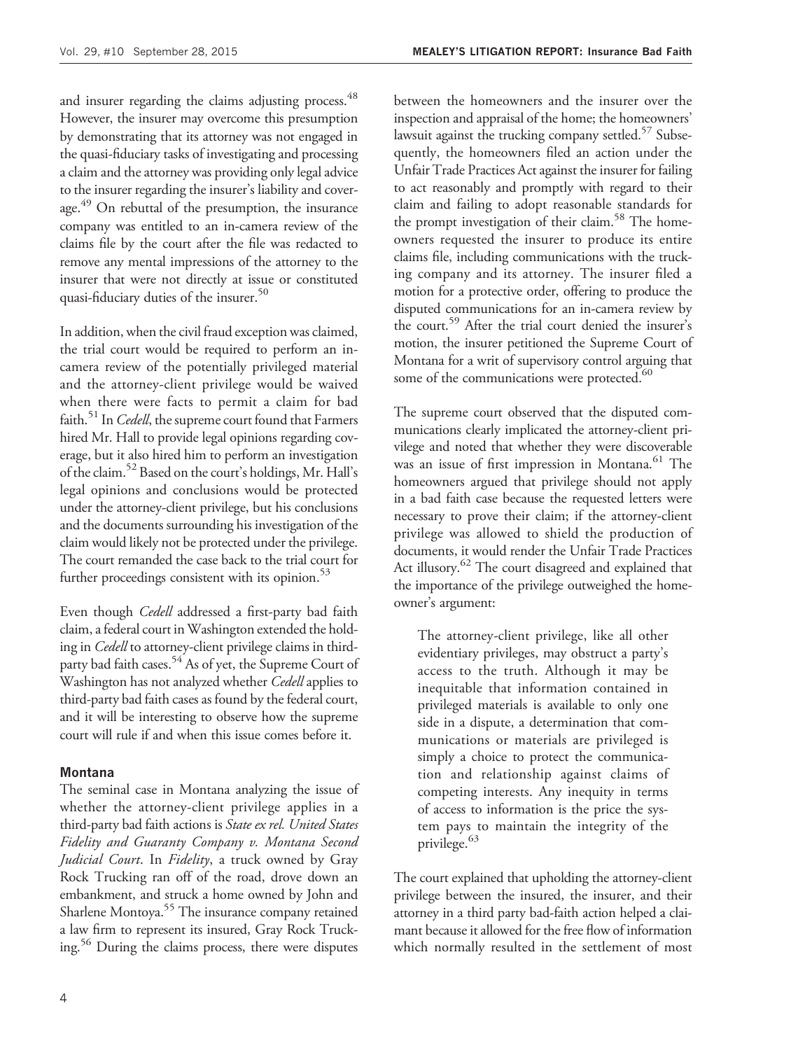and insurer regarding the claims adjusting process.[48] However, the insurer may overcome this presumption by demonstrating that its attorney was not engaged in the quasi-fiduciary tasks of investigating and processing a claim and the attorney was providing only legal advice to the insurer regarding the insurer's liability and coverage.[49] On rebuttal of the presumption, the insurance company was entitled to an in-camera review of the claims file by the court after the file was redacted to remove any mental impressions of the attorney to the insurer that were not directly at issue or constituted quasi-fiduciary duties of the insurer.[50]

In addition, when the civil fraud exception was claimed, the trial court would be required to perform an in-camera review of the potentially privileged material and the attorney-client privilege would be waived when there were facts to permit a claim for bad faith.[51] In *Cedell*, the supreme court found that Farmers hired Mr. Hall to provide legal opinions regarding coverage, but it also hired him to perform an investigation of the claim.[52] Based on the court's holdings, Mr. Hall's legal opinions and conclusions would be protected under the attorney-client privilege, but his conclusions and the documents surrounding his investigation of the claim would likely not be protected under the privilege. The court remanded the case back to the trial court for further proceedings consistent with its opinion.[53]

Even though *Cedell* addressed a first-party bad faith claim, a federal court in Washington extended the holding in *Cedell* to attorney-client privilege claims in third-party bad faith cases.[54] As of yet, the Supreme Court of Washington has not analyzed whether *Cedell* applies to third-party bad faith cases as found by the federal court, and it will be interesting to observe how the supreme court will rule if and when this issue comes before it.

### Montana

The seminal case in Montana analyzing the issue of whether the attorney-client privilege applies in a third-party bad faith actions is *State ex rel. United States Fidelity and Guaranty Company v. Montana Second Judicial Court*. In *Fidelity*, a truck owned by Gray Rock Trucking ran off of the road, drove down an embankment, and struck a home owned by John and Sharlene Montoya.[55] The insurance company retained a law firm to represent its insured, Gray Rock Trucking.[56] During the claims process, there were disputes between the homeowners and the insurer over the inspection and appraisal of the home; the homeowners' lawsuit against the trucking company settled.[57] Subsequently, the homeowners filed an action under the Unfair Trade Practices Act against the insurer for failing to act reasonably and promptly with regard to their claim and failing to adopt reasonable standards for the prompt investigation of their claim.[58] The homeowners requested the insurer to produce its entire claims file, including communications with the trucking company and its attorney. The insurer filed a motion for a protective order, offering to produce the disputed communications for an in-camera review by the court.[59] After the trial court denied the insurer's motion, the insurer petitioned the Supreme Court of Montana for a writ of supervisory control arguing that some of the communications were protected.[60]

The supreme court observed that the disputed communications clearly implicated the attorney-client privilege and noted that whether they were discoverable was an issue of first impression in Montana.[61] The homeowners argued that privilege should not apply in a bad faith case because the requested letters were necessary to prove their claim; if the attorney-client privilege was allowed to shield the production of documents, it would render the Unfair Trade Practices Act illusory.[62] The court disagreed and explained that the importance of the privilege outweighed the homeowner's argument:

> The attorney-client privilege, like all other evidentiary privileges, may obstruct a party's access to the truth. Although it may be inequitable that information contained in privileged materials is available to only one side in a dispute, a determination that communications or materials are privileged is simply a choice to protect the communication and relationship against claims of competing interests. Any inequity in terms of access to information is the price the system pays to maintain the integrity of the privilege.[63]

The court explained that upholding the attorney-client privilege between the insured, the insurer, and their attorney in a third party bad-faith action helped a claimant because it allowed for the free flow of information which normally resulted in the settlement of most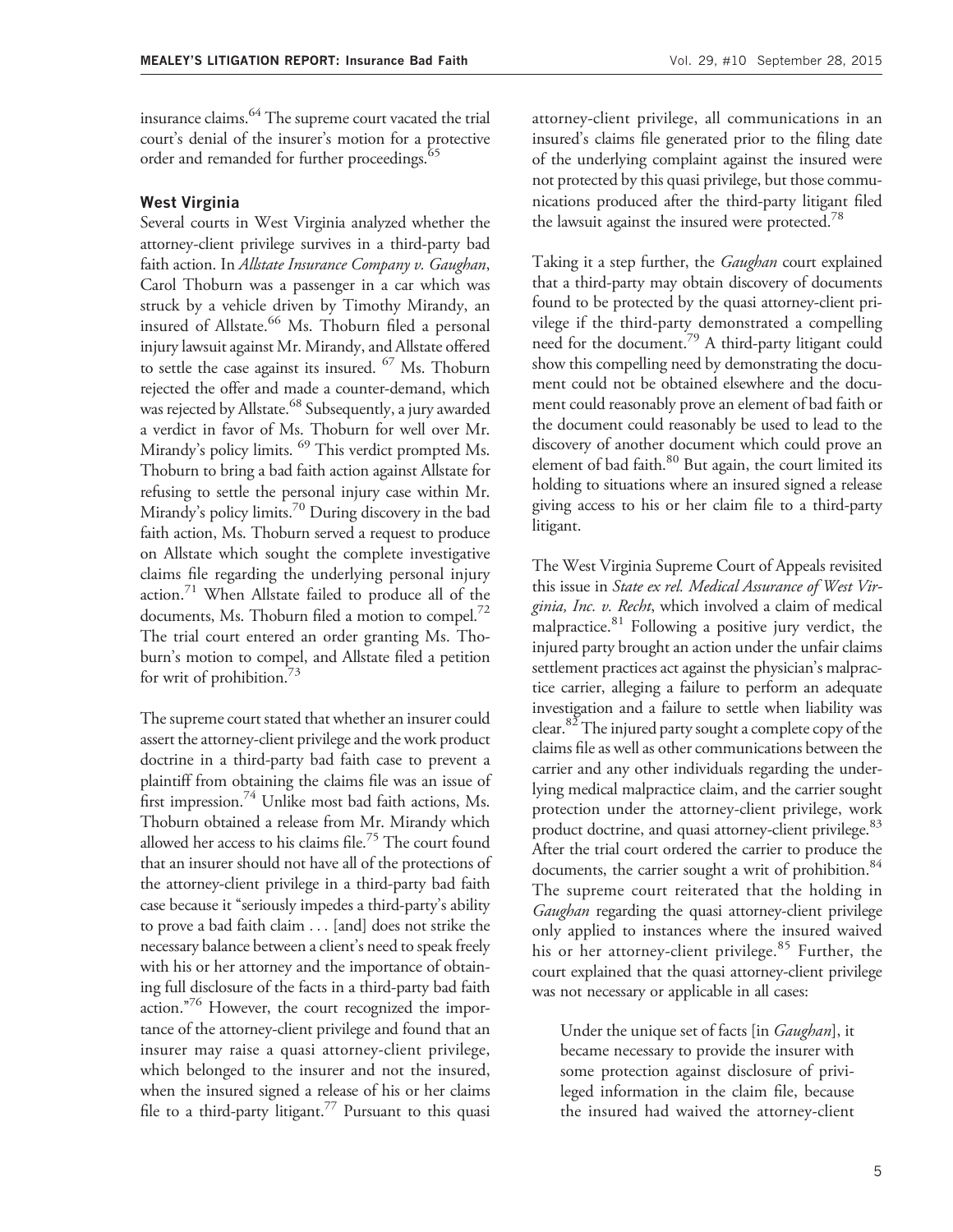insurance claims.[64] The supreme court vacated the trial court's denial of the insurer's motion for a protective order and remanded for further proceedings.[65]

### West Virginia

Several courts in West Virginia analyzed whether the attorney-client privilege survives in a third-party bad faith action. In *Allstate Insurance Company v. Gaughan*, Carol Thoburn was a passenger in a car which was struck by a vehicle driven by Timothy Mirandy, an insured of Allstate.[66] Ms. Thoburn filed a personal injury lawsuit against Mr. Mirandy, and Allstate offered to settle the case against its insured. [67] Ms. Thoburn rejected the offer and made a counter-demand, which was rejected by Allstate.[68] Subsequently, a jury awarded a verdict in favor of Ms. Thoburn for well over Mr. Mirandy's policy limits. [69] This verdict prompted Ms. Thoburn to bring a bad faith action against Allstate for refusing to settle the personal injury case within Mr. Mirandy's policy limits.[70] During discovery in the bad faith action, Ms. Thoburn served a request to produce on Allstate which sought the complete investigative claims file regarding the underlying personal injury action.[71] When Allstate failed to produce all of the documents, Ms. Thoburn filed a motion to compel.[72] The trial court entered an order granting Ms. Thoburn's motion to compel, and Allstate filed a petition for writ of prohibition.[73]

The supreme court stated that whether an insurer could assert the attorney-client privilege and the work product doctrine in a third-party bad faith case to prevent a plaintiff from obtaining the claims file was an issue of first impression.[74] Unlike most bad faith actions, Ms. Thoburn obtained a release from Mr. Mirandy which allowed her access to his claims file.[75] The court found that an insurer should not have all of the protections of the attorney-client privilege in a third-party bad faith case because it "seriously impedes a third-party's ability to prove a bad faith claim . . . [and] does not strike the necessary balance between a client's need to speak freely with his or her attorney and the importance of obtaining full disclosure of the facts in a third-party bad faith action."[76] However, the court recognized the importance of the attorney-client privilege and found that an insurer may raise a quasi attorney-client privilege, which belonged to the insurer and not the insured, when the insured signed a release of his or her claims file to a third-party litigant.[77] Pursuant to this quasi attorney-client privilege, all communications in an insured's claims file generated prior to the filing date of the underlying complaint against the insured were not protected by this quasi privilege, but those communications produced after the third-party litigant filed the lawsuit against the insured were protected.[78]

Taking it a step further, the *Gaughan* court explained that a third-party may obtain discovery of documents found to be protected by the quasi attorney-client privilege if the third-party demonstrated a compelling need for the document.[79] A third-party litigant could show this compelling need by demonstrating the document could not be obtained elsewhere and the document could reasonably prove an element of bad faith or the document could reasonably be used to lead to the discovery of another document which could prove an element of bad faith.[80] But again, the court limited its holding to situations where an insured signed a release giving access to his or her claim file to a third-party litigant.

The West Virginia Supreme Court of Appeals revisited this issue in *State ex rel. Medical Assurance of West Virginia, Inc. v. Recht*, which involved a claim of medical malpractice.[81] Following a positive jury verdict, the injured party brought an action under the unfair claims settlement practices act against the physician's malpractice carrier, alleging a failure to perform an adequate investigation and a failure to settle when liability was clear.[82] The injured party sought a complete copy of the claims file as well as other communications between the carrier and any other individuals regarding the underlying medical malpractice claim, and the carrier sought protection under the attorney-client privilege, work product doctrine, and quasi attorney-client privilege.[83] After the trial court ordered the carrier to produce the documents, the carrier sought a writ of prohibition.[84] The supreme court reiterated that the holding in *Gaughan* regarding the quasi attorney-client privilege only applied to instances where the insured waived his or her attorney-client privilege.[85] Further, the court explained that the quasi attorney-client privilege was not necessary or applicable in all cases:

> Under the unique set of facts [in *Gaughan*], it became necessary to provide the insurer with some protection against disclosure of privileged information in the claim file, because the insured had waived the attorney-client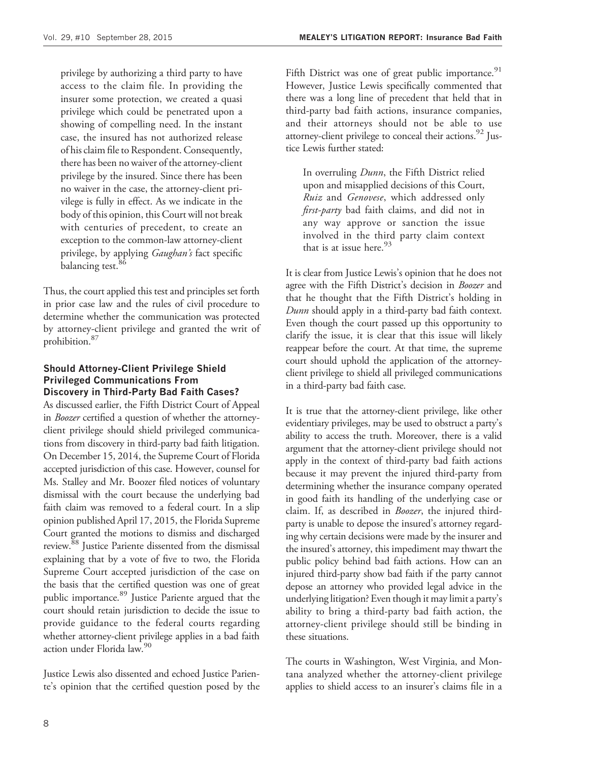privilege by authorizing a third party to have access to the claim file. In providing the insurer some protection, we created a quasi privilege which could be penetrated upon a showing of compelling need. In the instant case, the insured has not authorized release of his claim file to Respondent. Consequently, there has been no waiver of the attorney-client privilege by the insured. Since there has been no waiver in the case, the attorney-client privilege is fully in effect. As we indicate in the body of this opinion, this Court will not break with centuries of precedent, to create an exception to the common-law attorney-client privilege, by applying *Gaughan's* fact specific balancing test.[86]

Thus, the court applied this test and principles set forth in prior case law and the rules of civil procedure to determine whether the communication was protected by attorney-client privilege and granted the writ of prohibition.[87]

### Should Attorney-Client Privilege Shield Privileged Communications From Discovery in Third-Party Bad Faith Cases?

As discussed earlier, the Fifth District Court of Appeal in *Boozer* certified a question of whether the attorney-client privilege should shield privileged communications from discovery in third-party bad faith litigation. On December 15, 2014, the Supreme Court of Florida accepted jurisdiction of this case. However, counsel for Ms. Stalley and Mr. Boozer filed notices of voluntary dismissal with the court because the underlying bad faith claim was removed to a federal court. In a slip opinion published April 17, 2015, the Florida Supreme Court granted the motions to dismiss and discharged review.[88] Justice Pariente dissented from the dismissal explaining that by a vote of five to two, the Florida Supreme Court accepted jurisdiction of the case on the basis that the certified question was one of great public importance.[89] Justice Pariente argued that the court should retain jurisdiction to decide the issue to provide guidance to the federal courts regarding whether attorney-client privilege applies in a bad faith action under Florida law.[90]

Justice Lewis also dissented and echoed Justice Pariente's opinion that the certified question posed by the Fifth District was one of great public importance.[91] However, Justice Lewis specifically commented that there was a long line of precedent that held that in third-party bad faith actions, insurance companies, and their attorneys should not be able to use attorney-client privilege to conceal their actions.[92] Justice Lewis further stated:

> In overruling *Dunn*, the Fifth District relied upon and misapplied decisions of this Court, *Ruiz* and *Genovese*, which addressed only *first-party* bad faith claims, and did not in any way approve or sanction the issue involved in the third party claim context that is at issue here.[93]

It is clear from Justice Lewis's opinion that he does not agree with the Fifth District's decision in *Boozer* and that he thought that the Fifth District's holding in *Dunn* should apply in a third-party bad faith context. Even though the court passed up this opportunity to clarify the issue, it is clear that this issue will likely reappear before the court. At that time, the supreme court should uphold the application of the attorney-client privilege to shield all privileged communications in a third-party bad faith case.

It is true that the attorney-client privilege, like other evidentiary privileges, may be used to obstruct a party's ability to access the truth. Moreover, there is a valid argument that the attorney-client privilege should not apply in the context of third-party bad faith actions because it may prevent the injured third-party from determining whether the insurance company operated in good faith its handling of the underlying case or claim. If, as described in *Boozer*, the injured third-party is unable to depose the insured's attorney regarding why certain decisions were made by the insurer and the insured's attorney, this impediment may thwart the public policy behind bad faith actions. How can an injured third-party show bad faith if the party cannot depose an attorney who provided legal advice in the underlying litigation? Even though it may limit a party's ability to bring a third-party bad faith action, the attorney-client privilege should still be binding in these situations.

The courts in Washington, West Virginia, and Montana analyzed whether the attorney-client privilege applies to shield access to an insurer's claims file in a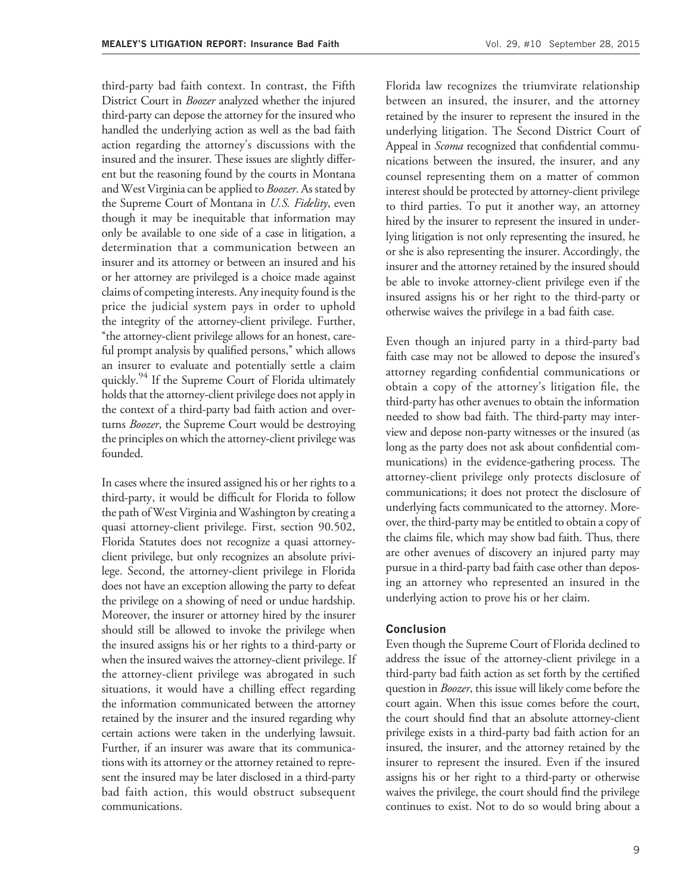third-party bad faith context. In contrast, the Fifth District Court in *Boozer* analyzed whether the injured third-party can depose the attorney for the insured who handled the underlying action as well as the bad faith action regarding the attorney's discussions with the insured and the insurer. These issues are slightly different but the reasoning found by the courts in Montana and West Virginia can be applied to *Boozer*. As stated by the Supreme Court of Montana in *U.S. Fidelity*, even though it may be inequitable that information may only be available to one side of a case in litigation, a determination that a communication between an insurer and its attorney or between an insured and his or her attorney are privileged is a choice made against claims of competing interests. Any inequity found is the price the judicial system pays in order to uphold the integrity of the attorney-client privilege. Further, "the attorney-client privilege allows for an honest, careful prompt analysis by qualified persons," which allows an insurer to evaluate and potentially settle a claim quickly.[94] If the Supreme Court of Florida ultimately holds that the attorney-client privilege does not apply in the context of a third-party bad faith action and overturns *Boozer*, the Supreme Court would be destroying the principles on which the attorney-client privilege was founded.

In cases where the insured assigned his or her rights to a third-party, it would be difficult for Florida to follow the path of West Virginia and Washington by creating a quasi attorney-client privilege. First, section 90.502, Florida Statutes does not recognize a quasi attorney-client privilege, but only recognizes an absolute privilege. Second, the attorney-client privilege in Florida does not have an exception allowing the party to defeat the privilege on a showing of need or undue hardship. Moreover, the insurer or attorney hired by the insurer should still be allowed to invoke the privilege when the insured assigns his or her rights to a third-party or when the insured waives the attorney-client privilege. If the attorney-client privilege was abrogated in such situations, it would have a chilling effect regarding the information communicated between the attorney retained by the insurer and the insured regarding why certain actions were taken in the underlying lawsuit. Further, if an insurer was aware that its communications with its attorney or the attorney retained to represent the insured may be later disclosed in a third-party bad faith action, this would obstruct subsequent communications.

Florida law recognizes the triumvirate relationship between an insured, the insurer, and the attorney retained by the insurer to represent the insured in the underlying litigation. The Second District Court of Appeal in *Scoma* recognized that confidential communications between the insured, the insurer, and any counsel representing them on a matter of common interest should be protected by attorney-client privilege to third parties. To put it another way, an attorney hired by the insurer to represent the insured in underlying litigation is not only representing the insured, he or she is also representing the insurer. Accordingly, the insurer and the attorney retained by the insured should be able to invoke attorney-client privilege even if the insured assigns his or her right to the third-party or otherwise waives the privilege in a bad faith case.

Even though an injured party in a third-party bad faith case may not be allowed to depose the insured's attorney regarding confidential communications or obtain a copy of the attorney's litigation file, the third-party has other avenues to obtain the information needed to show bad faith. The third-party may interview and depose non-party witnesses or the insured (as long as the party does not ask about confidential communications) in the evidence-gathering process. The attorney-client privilege only protects disclosure of communications; it does not protect the disclosure of underlying facts communicated to the attorney. Moreover, the third-party may be entitled to obtain a copy of the claims file, which may show bad faith. Thus, there are other avenues of discovery an injured party may pursue in a third-party bad faith case other than deposing an attorney who represented an insured in the underlying action to prove his or her claim.

## Conclusion

Even though the Supreme Court of Florida declined to address the issue of the attorney-client privilege in a third-party bad faith action as set forth by the certified question in *Boozer*, this issue will likely come before the court again. When this issue comes before the court, the court should find that an absolute attorney-client privilege exists in a third-party bad faith action for an insured, the insurer, and the attorney retained by the insurer to represent the insured. Even if the insured assigns his or her right to a third-party or otherwise waives the privilege, the court should find the privilege continues to exist. Not to do so would bring about a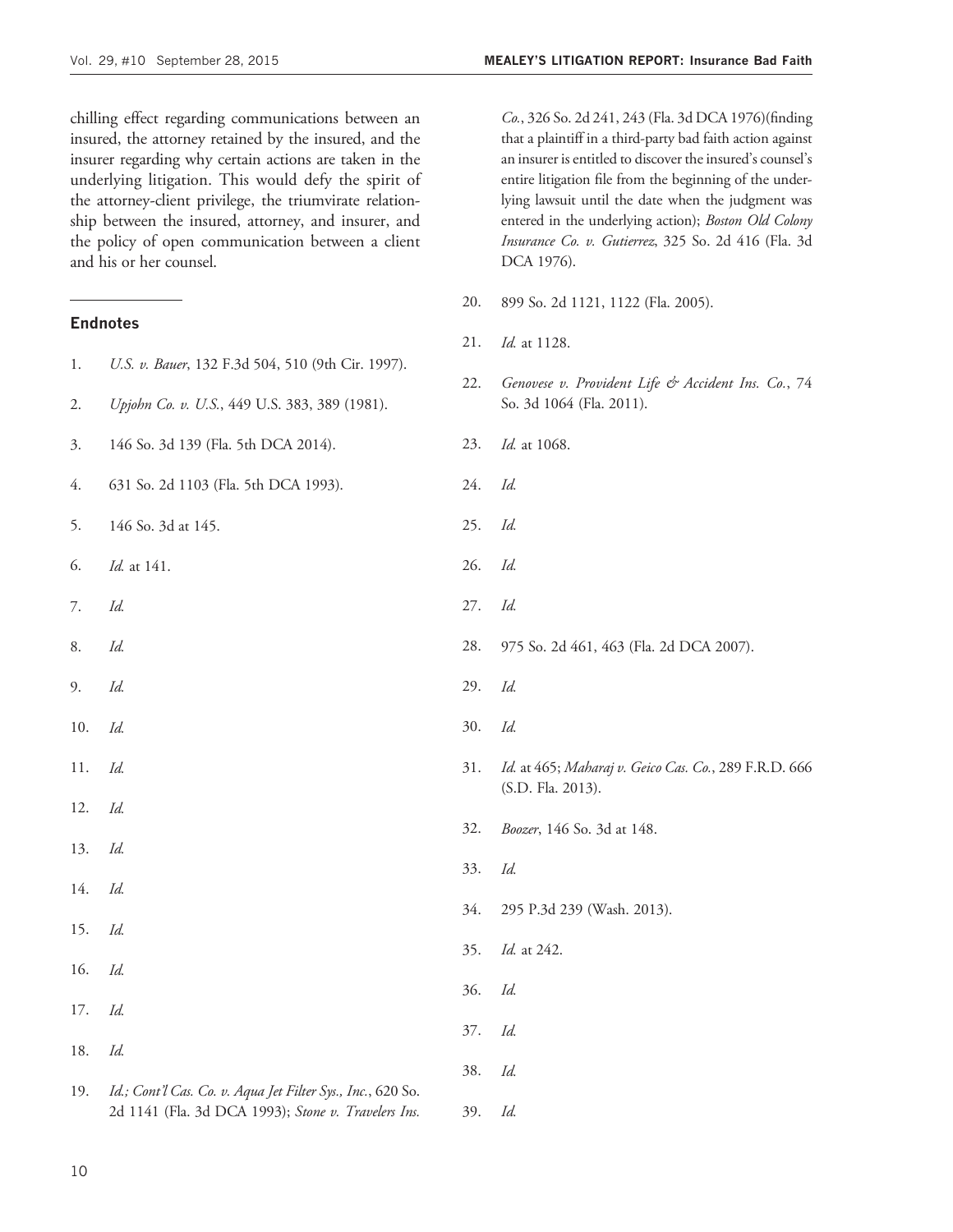chilling effect regarding communications between an insured, the attorney retained by the insured, and the insurer regarding why certain actions are taken in the underlying litigation. This would defy the spirit of the attorney-client privilege, the triumvirate relationship between the insured, attorney, and insurer, and the policy of open communication between a client and his or her counsel.

## Endnotes

1. *U.S. v. Bauer*, 132 F.3d 504, 510 (9th Cir. 1997).
2. *Upjohn Co. v. U.S.*, 449 U.S. 383, 389 (1981).
3. 146 So. 3d 139 (Fla. 5th DCA 2014).
4. 631 So. 2d 1103 (Fla. 5th DCA 1993).
5. 146 So. 3d at 145.
6. *Id.* at 141.
7. *Id.*
8. *Id.*
9. *Id.*
10. *Id.*
11. *Id.*
12. *Id.*
13. *Id.*
14. *Id.*
15. *Id.*
16. *Id.*
17. *Id.*
18. *Id.*
19. *Id.; Cont'l Cas. Co. v. Aqua Jet Filter Sys., Inc.*, 620 So. 2d 1141 (Fla. 3d DCA 1993); *Stone v. Travelers Ins. Co.*, 326 So. 2d 241, 243 (Fla. 3d DCA 1976)(finding that a plaintiff in a third-party bad faith action against an insurer is entitled to discover the insured's counsel's entire litigation file from the beginning of the underlying lawsuit until the date when the judgment was entered in the underlying action); *Boston Old Colony Insurance Co. v. Gutierrez*, 325 So. 2d 416 (Fla. 3d DCA 1976).
20. 899 So. 2d 1121, 1122 (Fla. 2005).
21. *Id.* at 1128.
22. *Genovese v. Provident Life & Accident Ins. Co.*, 74 So. 3d 1064 (Fla. 2011).
23. *Id.* at 1068.
24. *Id.*
25. *Id.*
26. *Id.*
27. *Id.*
28. 975 So. 2d 461, 463 (Fla. 2d DCA 2007).
29. *Id.*
30. *Id.*
31. *Id.* at 465; *Maharaj v. Geico Cas. Co.*, 289 F.R.D. 666 (S.D. Fla. 2013).
32. *Boozer*, 146 So. 3d at 148.
33. *Id.*
34. 295 P.3d 239 (Wash. 2013).
35. *Id.* at 242.
36. *Id.*
37. *Id.*
38. *Id.*
39. *Id.*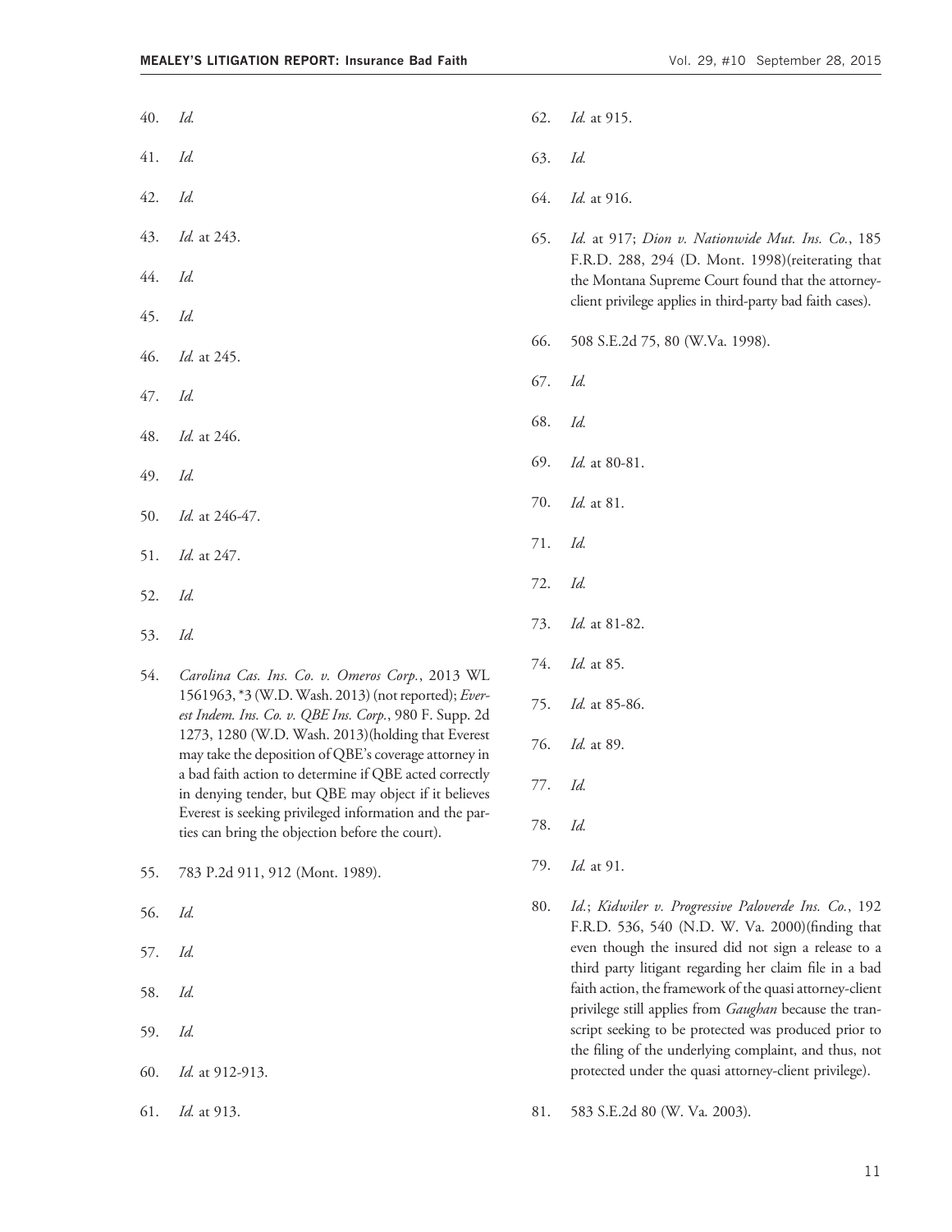40. *Id.*

41. *Id.*

42. *Id.*

43. *Id.* at 243.

44. *Id.*

45. *Id.*

46. *Id.* at 245.

47. *Id.*

48. *Id.* at 246.

49. *Id.*

50. *Id.* at 246-47.

51. *Id.* at 247.

52. *Id.*

53. *Id.*

54. *Carolina Cas. Ins. Co. v. Omeros Corp.*, 2013 WL 1561963, *3 (W.D. Wash. 2013) (not reported); *Everest Indem. Ins. Co. v. QBE Ins. Corp.*, 980 F. Supp. 2d 1273, 1280 (W.D. Wash. 2013)(holding that Everest may take the deposition of QBE's coverage attorney in a bad faith action to determine if QBE acted correctly in denying tender, but QBE may object if it believes Everest is seeking privileged information and the parties can bring the objection before the court).

55. 783 P.2d 911, 912 (Mont. 1989).

56. *Id.*

57. *Id.*

58. *Id.*

59. *Id.*

60. *Id.* at 912-913.

61. *Id.* at 913.

62. *Id.* at 915.

63. *Id.*

64. *Id.* at 916.

65. *Id.* at 917; *Dion v. Nationwide Mut. Ins. Co.*, 185 F.R.D. 288, 294 (D. Mont. 1998)(reiterating that the Montana Supreme Court found that the attorney-client privilege applies in third-party bad faith cases).

66. 508 S.E.2d 75, 80 (W.Va. 1998).

67. *Id.*

68. *Id.*

69. *Id.* at 80-81.

70. *Id.* at 81.

71. *Id.*

72. *Id.*

73. *Id.* at 81-82.

74. *Id.* at 85.

75. *Id.* at 85-86.

76. *Id.* at 89.

77. *Id.*

78. *Id.*

79. *Id.* at 91.

80. *Id.*; *Kidwiler v. Progressive Paloverde Ins. Co.*, 192 F.R.D. 536, 540 (N.D. W. Va. 2000)(finding that even though the insured did not sign a release to a third party litigant regarding her claim file in a bad faith action, the framework of the quasi attorney-client privilege still applies from *Gaughan* because the transcript seeking to be protected was produced prior to the filing of the underlying complaint, and thus, not protected under the quasi attorney-client privilege).

81. 583 S.E.2d 80 (W. Va. 2003).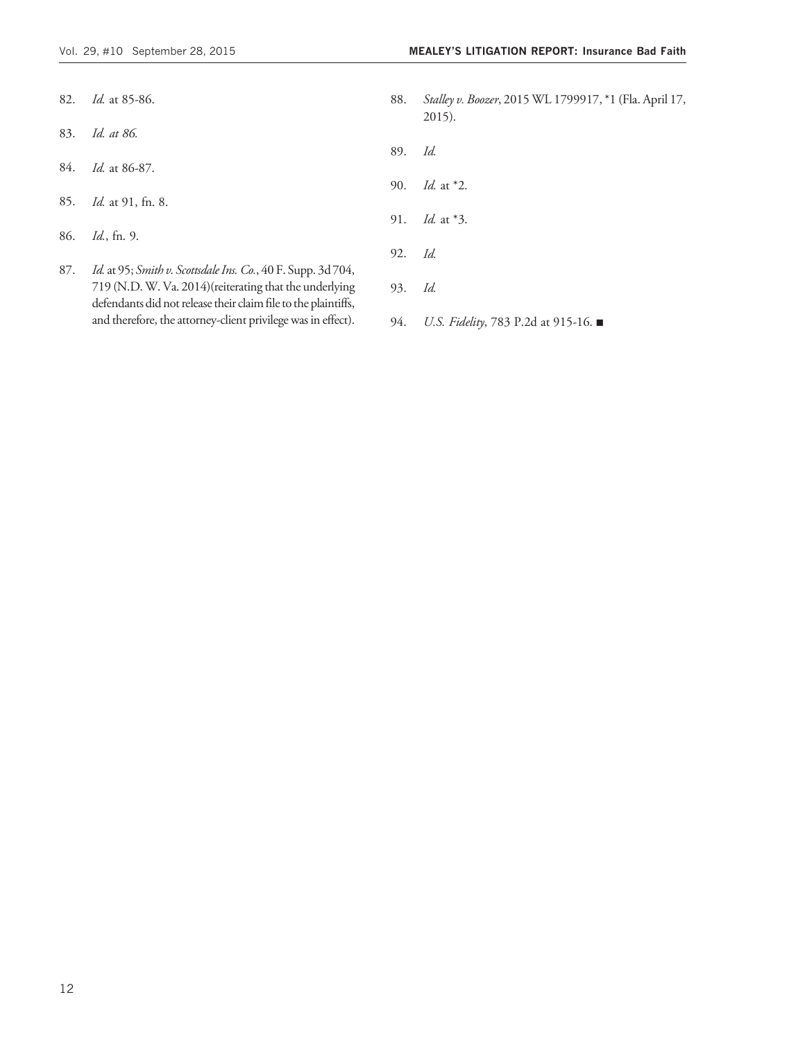82. *Id.* at 85-86.

83. *Id. at 86.*

84. *Id.* at 86-87.

85. *Id.* at 91, fn. 8.

86. *Id.*, fn. 9.

87. *Id.* at 95; *Smith v. Scottsdale Ins. Co.*, 40 F. Supp. 3d 704, 719 (N.D. W. Va. 2014)(reiterating that the underlying defendants did not release their claim file to the plaintiffs, and therefore, the attorney-client privilege was in effect).

88. *Stalley v. Boozer*, 2015 WL 1799917, *1 (Fla. April 17, 2015).

89. *Id.*

90. *Id.* at *2.

91. *Id.* at *3.

92. *Id.*

93. *Id.*

94. *U.S. Fidelity*, 783 P.2d at 915-16. ■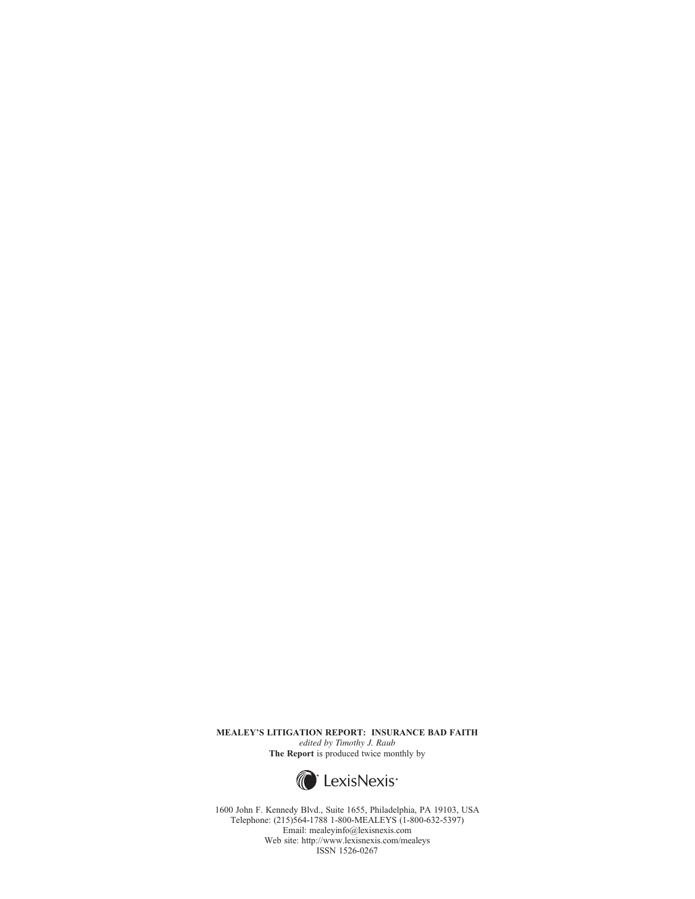**MEALEY'S LITIGATION REPORT: INSURANCE BAD FAITH**
*edited by Timothy J. Raub*
**The Report** is produced twice monthly by

LexisNexis

1600 John F. Kennedy Blvd., Suite 1655, Philadelphia, PA 19103, USA
Telephone: (215)564-1788 1-800-MEALEYS (1-800-632-5397)
Email: mealeyinfo@lexisnexis.com
Web site: http://www.lexisnexis.com/mealeys
ISSN 1526-0267